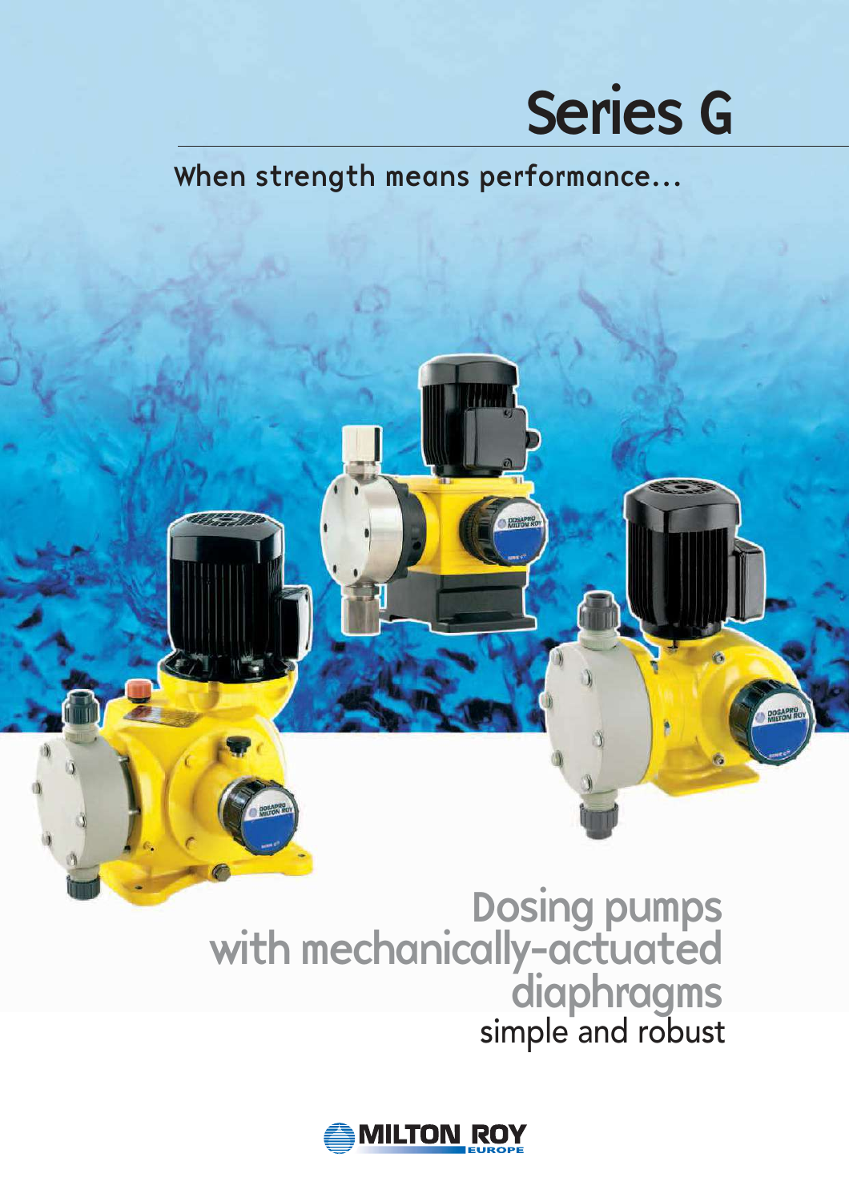# Series G

When strength means performance...

## Dosing pumps with mechanically-actuated diaphragms

simple and robust

MILTON ROY EUROPE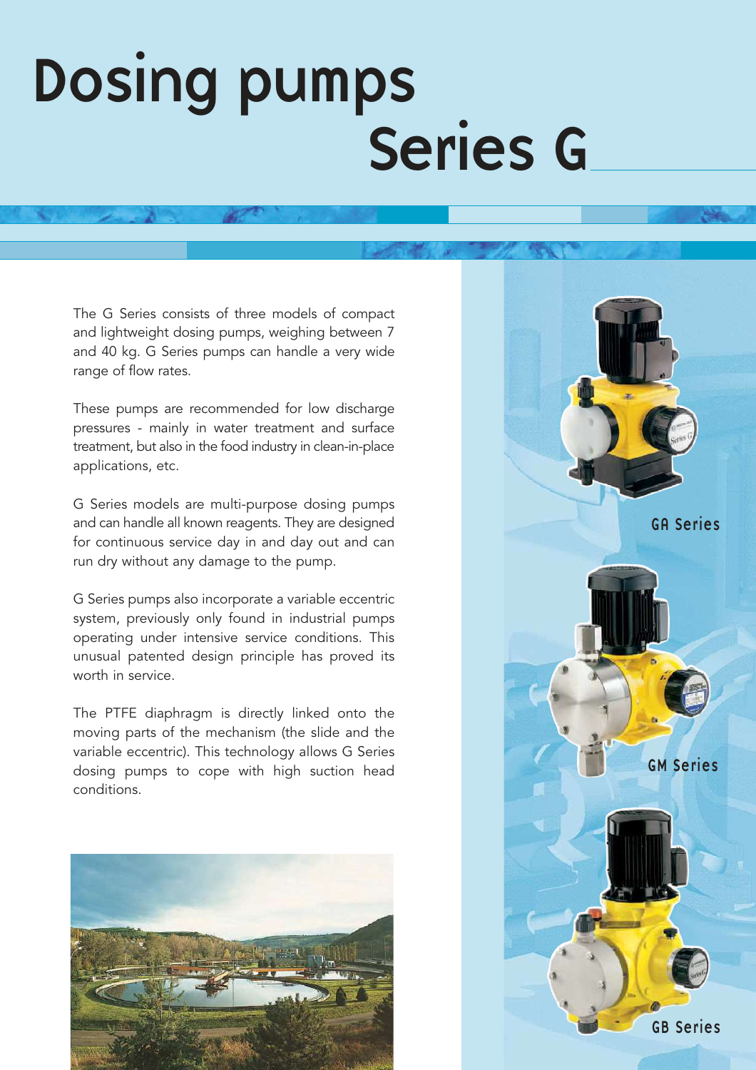# Dosing pumps

# Series G

The G Series consists of three models of compact and lightweight dosing pumps, weighing between 7 and 40 kg. G Series pumps can handle a very wide range of flow rates.

These pumps are recommended for low discharge pressures - mainly in water treatment and surface treatment, but also in the food industry in clean-in-place applications, etc.

G Series models are multi-purpose dosing pumps and can handle all known reagents. They are designed for continuous service day in and day out and can run dry without any damage to the pump.

G Series pumps also incorporate a variable eccentric system, previously only found in industrial pumps operating under intensive service conditions. This unusual patented design principle has proved its worth in service.

The PTFE diaphragm is directly linked onto the moving parts of the mechanism (the slide and the variable eccentric). This technology allows G Series dosing pumps to cope with high suction head conditions.

GA Series

GM Series

GB Series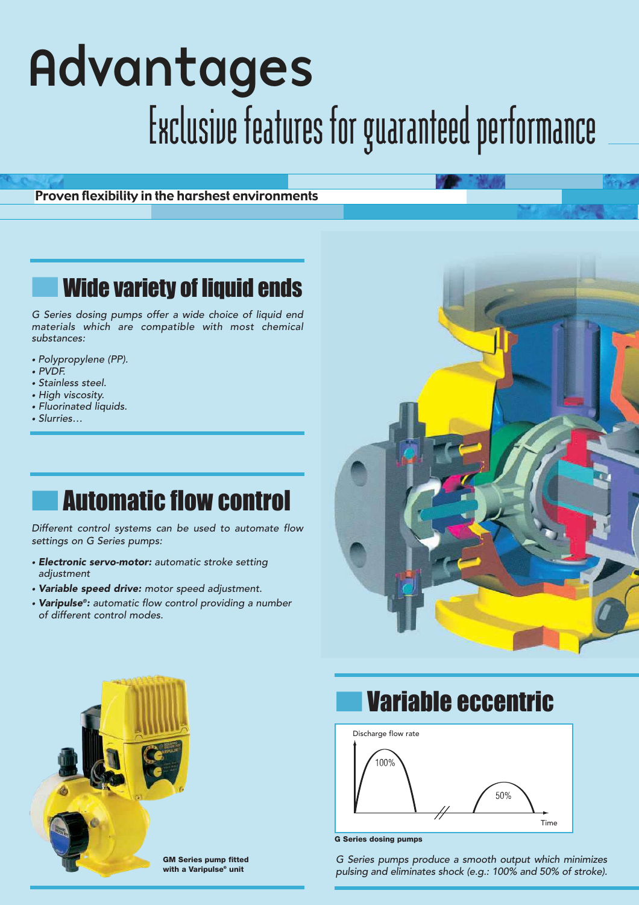# Advantages

## Exclusive features for guaranteed performance

**Proven flexibility in the harshest environments**

### Wide variety of liquid ends

*G Series dosing pumps offer a wide choice of liquid end materials which are compatible with most chemical substances:*

- *Polypropylene (PP).*
- *PVDF.*
- *Stainless steel.*
- *High viscosity.*
- *Fluorinated liquids.*
- *Slurries…*

### Automatic flow control

*Different control systems can be used to automate flow settings on G Series pumps:*

- ***Electronic servo-motor:** automatic stroke setting adjustment*
- ***Variable speed drive:** motor speed adjustment.*
- ***Varipulse®:** automatic flow control providing a number of different control modes.*

**GM Series pump fitted with a Varipulse® unit**

### Variable eccentric

Discharge flow rate

100%

50%

Time

**G Series dosing pumps**

*G Series pumps produce a smooth output which minimizes pulsing and eliminates shock (e.g.: 100% and 50% of stroke).*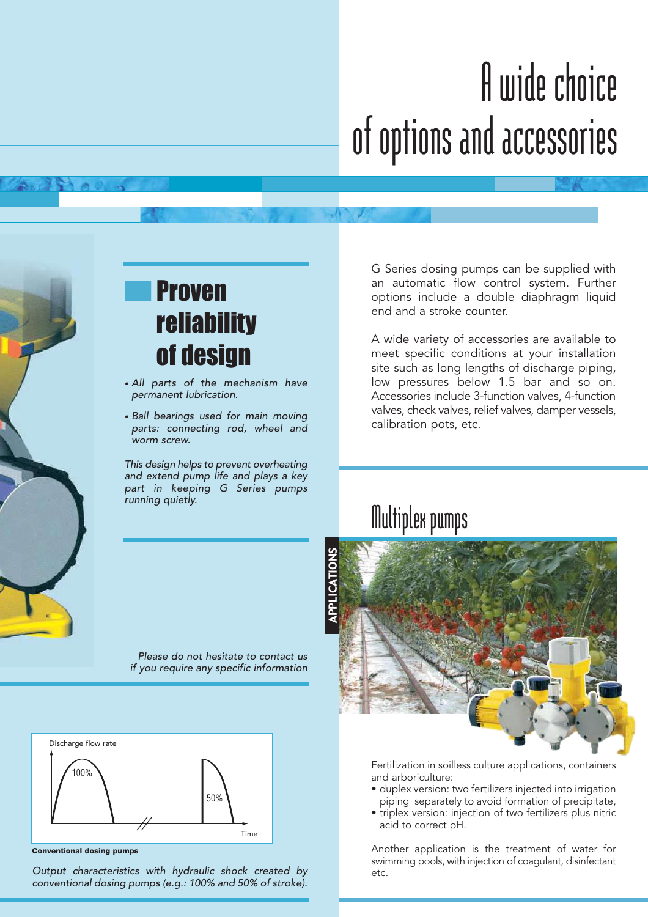# A wide choice of options and accessories

## Proven reliability of design

- *All parts of the mechanism have permanent lubrication.*
- *Ball bearings used for main moving parts: connecting rod, wheel and worm screw.*

*This design helps to prevent overheating and extend pump life and plays a key part in keeping G Series pumps running quietly.*

*Please do not hesitate to contact us if you require any specific information*

Discharge flow rate

100%

50%

Time

**Conventional dosing pumps**

*Output characteristics with hydraulic shock created by conventional dosing pumps (e.g.: 100% and 50% of stroke).*

G Series dosing pumps can be supplied with an automatic flow control system. Further options include a double diaphragm liquid end and a stroke counter.

A wide variety of accessories are available to meet specific conditions at your installation site such as long lengths of discharge piping, low pressures below 1.5 bar and so on. Accessories include 3-function valves, 4-function valves, check valves, relief valves, damper vessels, calibration pots, etc.

## Multiplex pumps

**APPLICATIONS**

Fertilization in soilless culture applications, containers and arboriculture:

- duplex version: two fertilizers injected into irrigation piping separately to avoid formation of precipitate,
- triplex version: injection of two fertilizers plus nitric acid to correct pH.

Another application is the treatment of water for swimming pools, with injection of coagulant, disinfectant etc.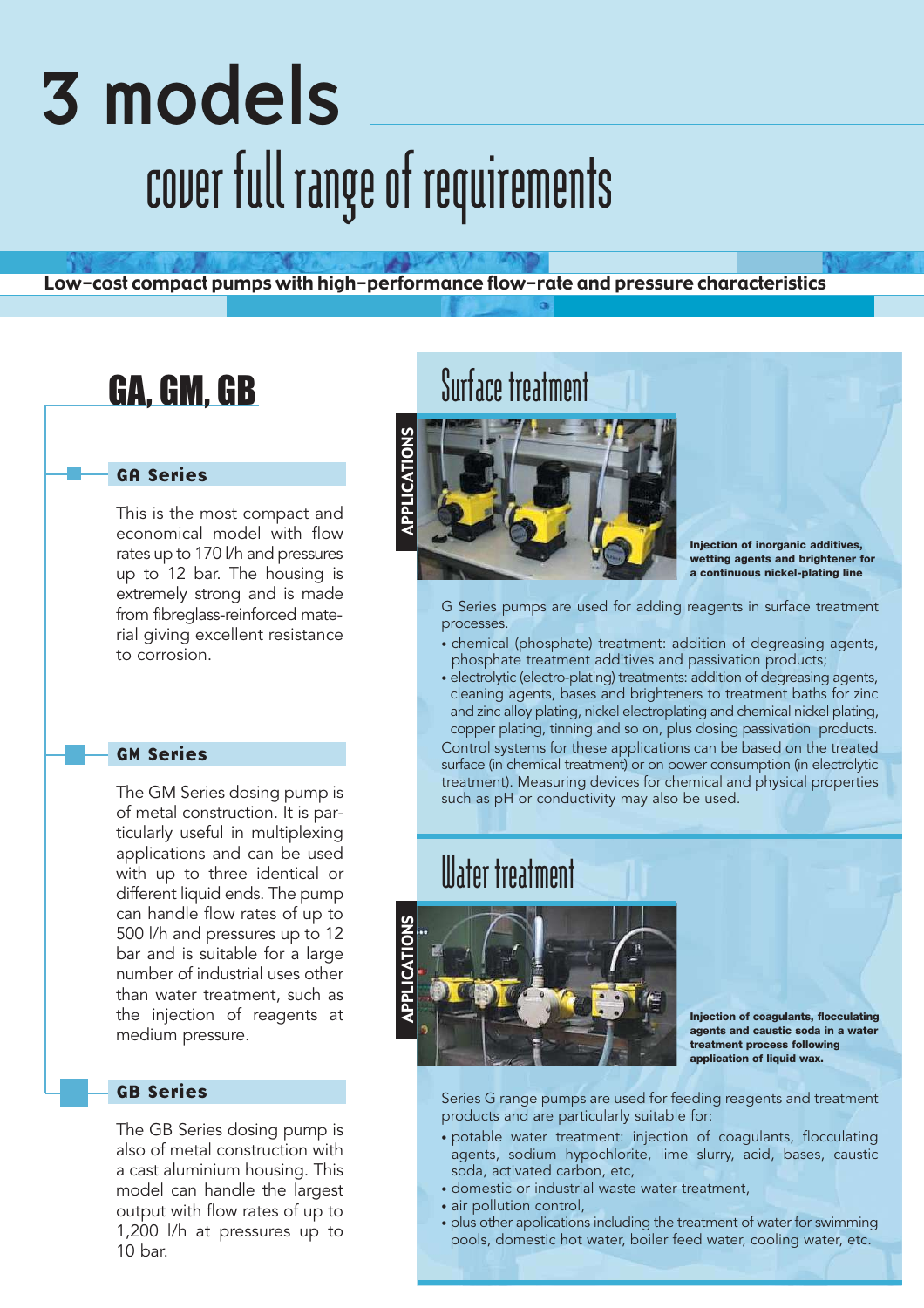# 3 models

## cover full range of requirements

**Low-cost compact pumps with high-performance flow-rate and pressure characteristics**

## GA, GM, GB

### GA Series

This is the most compact and economical model with flow rates up to 170 l/h and pressures up to 12 bar. The housing is extremely strong and is made from fibreglass-reinforced material giving excellent resistance to corrosion.

### GM Series

The GM Series dosing pump is of metal construction. It is particularly useful in multiplexing applications and can be used with up to three identical or different liquid ends. The pump can handle flow rates of up to 500 l/h and pressures up to 12 bar and is suitable for a large number of industrial uses other than water treatment, such as the injection of reagents at medium pressure.

### GB Series

The GB Series dosing pump is also of metal construction with a cast aluminium housing. This model can handle the largest output with flow rates of up to 1,200 l/h at pressures up to 10 bar.

## APPLICATIONS

### Surface treatment

**Injection of inorganic additives, wetting agents and brightener for a continuous nickel-plating line**

G Series pumps are used for adding reagents in surface treatment processes.

- chemical (phosphate) treatment: addition of degreasing agents, phosphate treatment additives and passivation products;
- electrolytic (electro-plating) treatments: addition of degreasing agents, cleaning agents, bases and brighteners to treatment baths for zinc and zinc alloy plating, nickel electroplating and chemical nickel plating, copper plating, tinning and so on, plus dosing passivation products.

Control systems for these applications can be based on the treated surface (in chemical treatment) or on power consumption (in electrolytic treatment). Measuring devices for chemical and physical properties such as pH or conductivity may also be used.

### Water treatment

**Injection of coagulants, flocculating agents and caustic soda in a water treatment process following application of liquid wax.**

Series G range pumps are used for feeding reagents and treatment products and are particularly suitable for:

- potable water treatment: injection of coagulants, flocculating agents, sodium hypochlorite, lime slurry, acid, bases, caustic soda, activated carbon, etc,
- domestic or industrial waste water treatment,
- air pollution control,
- plus other applications including the treatment of water for swimming pools, domestic hot water, boiler feed water, cooling water, etc.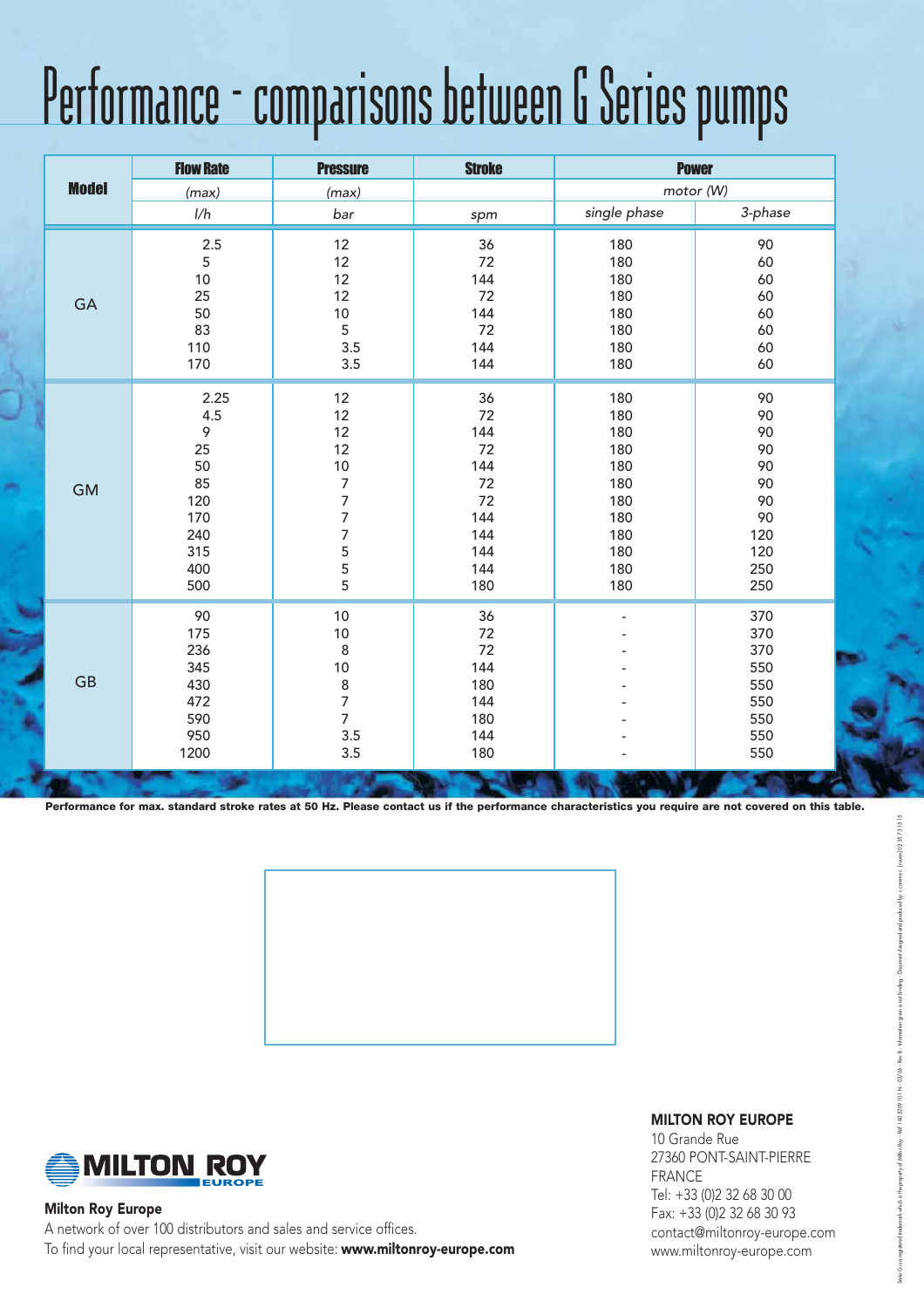# Performance - comparisons between G Series pumps

| Model | Flow Rate (max) l/h | Pressure (max) bar | Stroke spm | Power motor (W) single phase | Power motor (W) 3-phase |
|---|---|---|---|---|---|
| GA | 2.5 | 12 | 36 | 180 | 90 |
| | 5 | 12 | 72 | 180 | 60 |
| | 10 | 12 | 144 | 180 | 60 |
| | 25 | 12 | 72 | 180 | 60 |
| | 50 | 10 | 144 | 180 | 60 |
| | 83 | 5 | 72 | 180 | 60 |
| | 110 | 3.5 | 144 | 180 | 60 |
| | 170 | 3.5 | 144 | 180 | 60 |
| GM | 2.25 | 12 | 36 | 180 | 90 |
| | 4.5 | 12 | 72 | 180 | 90 |
| | 9 | 12 | 144 | 180 | 90 |
| | 25 | 12 | 72 | 180 | 90 |
| | 50 | 10 | 144 | 180 | 90 |
| | 85 | 7 | 72 | 180 | 90 |
| | 120 | 7 | 72 | 180 | 90 |
| | 170 | 7 | 144 | 180 | 90 |
| | 240 | 7 | 144 | 180 | 120 |
| | 315 | 5 | 144 | 180 | 120 |
| | 400 | 5 | 144 | 180 | 250 |
| | 500 | 5 | 180 | 180 | 250 |
| GB | 90 | 10 | 36 | - | 370 |
| | 175 | 10 | 72 | - | 370 |
| | 236 | 8 | 72 | - | 370 |
| | 345 | 10 | 144 | - | 550 |
| | 430 | 8 | 180 | - | 550 |
| | 472 | 7 | 144 | - | 550 |
| | 590 | 7 | 180 | - | 550 |
| | 950 | 3.5 | 144 | - | 550 |
| | 1200 | 3.5 | 180 | - | 550 |

**Performance for max. standard stroke rates at 50 Hz. Please contact us if the performance characteristics you require are not covered on this table.**

MILTON ROY EUROPE

**Milton Roy Europe**

A network of over 100 distributors and sales and service offices.

To find your local representative, visit our website: **www.miltonroy-europe.com**

**MILTON ROY EUROPE**
10 Grande Rue
27360 PONT-SAINT-PIERRE
FRANCE
Tel: +33 (0)2 32 68 30 00
Fax: +33 (0)2 32 68 30 93
contact@miltonroy-europe.com
www.miltonroy-europe.com